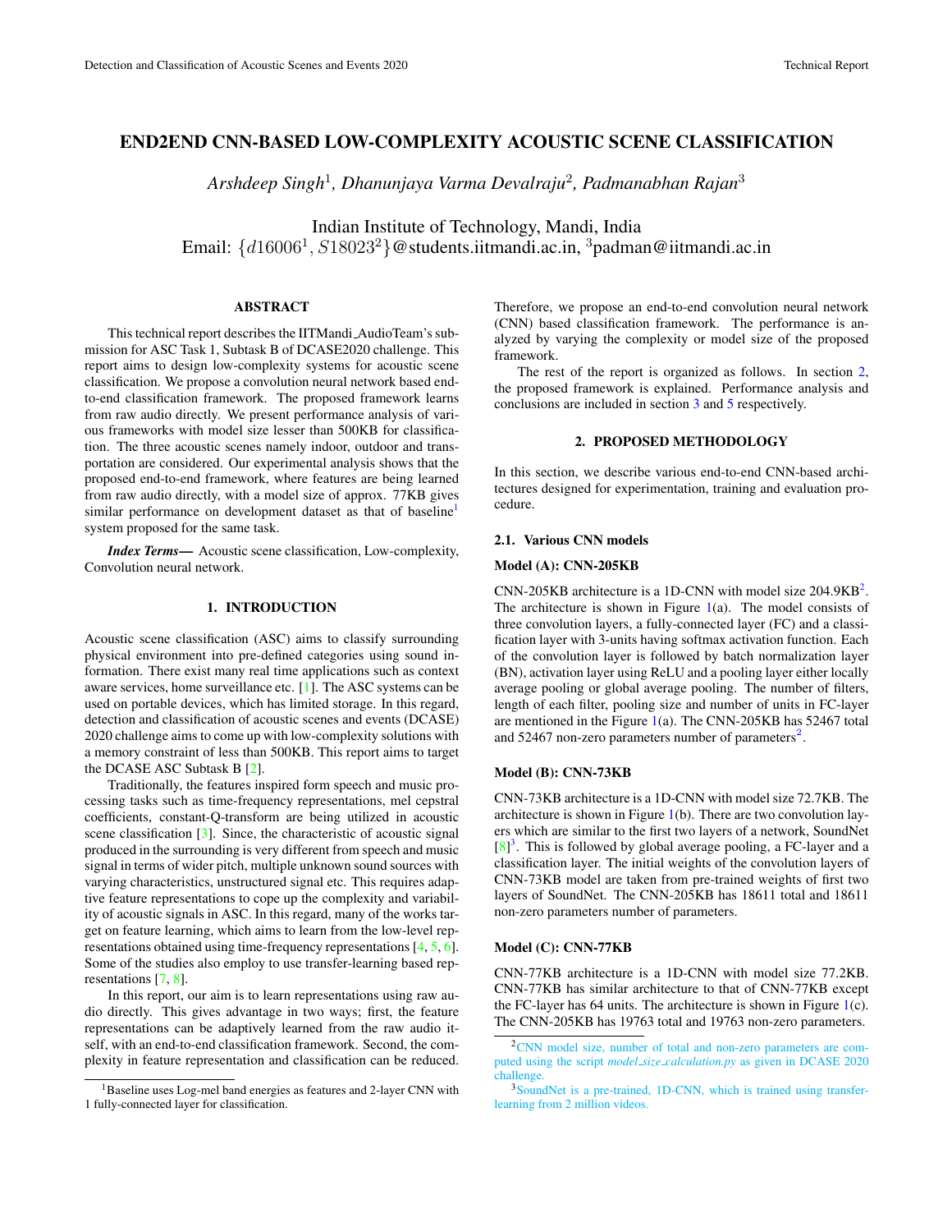# END2END CNN-BASED LOW-COMPLEXITY ACOUSTIC SCENE CLASSIFICATION

*Arshdeep Singh*[1], *Dhanunjaya Varma Devalraju*[2], *Padmanabhan Rajan*[3]

Indian Institute of Technology, Mandi, India
Email: $\{d16006^1, S18023^2\}$@students.iitmandi.ac.in, [3]padman@iitmandi.ac.in

## ABSTRACT

This technical report describes the IITMandi_AudioTeam's submission for ASC Task 1, Subtask B of DCASE2020 challenge. This report aims to design low-complexity systems for acoustic scene classification. We propose a convolution neural network based end-to-end classification framework. The proposed framework learns from raw audio directly. We present performance analysis of various frameworks with model size lesser than 500KB for classification. The three acoustic scenes namely indoor, outdoor and transportation are considered. Our experimental analysis shows that the proposed end-to-end framework, where features are being learned from raw audio directly, with a model size of approx. 77KB gives similar performance on development dataset as that of baseline[1] system proposed for the same task.

***Index Terms*—** Acoustic scene classification, Low-complexity, Convolution neural network.

## 1. INTRODUCTION

Acoustic scene classification (ASC) aims to classify surrounding physical environment into pre-defined categories using sound information. There exist many real time applications such as context aware services, home surveillance etc. [1]. The ASC systems can be used on portable devices, which has limited storage. In this regard, detection and classification of acoustic scenes and events (DCASE) 2020 challenge aims to come up with low-complexity solutions with a memory constraint of less than 500KB. This report aims to target the DCASE ASC Subtask B [2].

Traditionally, the features inspired form speech and music processing tasks such as time-frequency representations, mel cepstral coefficients, constant-Q-transform are being utilized in acoustic scene classification [3]. Since, the characteristic of acoustic signal produced in the surrounding is very different from speech and music signal in terms of wider pitch, multiple unknown sound sources with varying characteristics, unstructured signal etc. This requires adaptive feature representations to cope up the complexity and variability of acoustic signals in ASC. In this regard, many of the works target on feature learning, which aims to learn from the low-level representations obtained using time-frequency representations [4, 5, 6]. Some of the studies also employ to use transfer-learning based representations [7, 8].

In this report, our aim is to learn representations using raw audio directly. This gives advantage in two ways; first, the feature representations can be adaptively learned from the raw audio itself, with an end-to-end classification framework. Second, the complexity in feature representation and classification can be reduced. Therefore, we propose an end-to-end convolution neural network (CNN) based classification framework. The performance is analyzed by varying the complexity or model size of the proposed framework.

The rest of the report is organized as follows. In section 2, the proposed framework is explained. Performance analysis and conclusions are included in section 3 and 5 respectively.

[1]Baseline uses Log-mel band energies as features and 2-layer CNN with 1 fully-connected layer for classification.

## 2. PROPOSED METHODOLOGY

In this section, we describe various end-to-end CNN-based architectures designed for experimentation, training and evaluation procedure.

### 2.1. Various CNN models

#### Model (A): CNN-205KB

CNN-205KB architecture is a 1D-CNN with model size 204.9KB[2]. The architecture is shown in Figure 1(a). The model consists of three convolution layers, a fully-connected layer (FC) and a classification layer with 3-units having softmax activation function. Each of the convolution layer is followed by batch normalization layer (BN), activation layer using ReLU and a pooling layer either locally average pooling or global average pooling. The number of filters, length of each filter, pooling size and number of units in FC-layer are mentioned in the Figure 1(a). The CNN-205KB has 52467 total and 52467 non-zero parameters number of parameters[2].

#### Model (B): CNN-73KB

CNN-73KB architecture is a 1D-CNN with model size 72.7KB. The architecture is shown in Figure 1(b). There are two convolution layers which are similar to the first two layers of a network, SoundNet [8][3]. This is followed by global average pooling, a FC-layer and a classification layer. The initial weights of the convolution layers of CNN-73KB model are taken from pre-trained weights of first two layers of SoundNet. The CNN-205KB has 18611 total and 18611 non-zero parameters number of parameters.

#### Model (C): CNN-77KB

CNN-77KB architecture is a 1D-CNN with model size 77.2KB. CNN-77KB has similar architecture to that of CNN-77KB except the FC-layer has 64 units. The architecture is shown in Figure 1(c). The CNN-205KB has 19763 total and 19763 non-zero parameters.

[2]CNN model size, number of total and non-zero parameters are computed using the script *model_size_calculation.py* as given in DCASE 2020 challenge.

[3]SoundNet is a pre-trained, 1D-CNN, which is trained using transfer-learning from 2 million videos.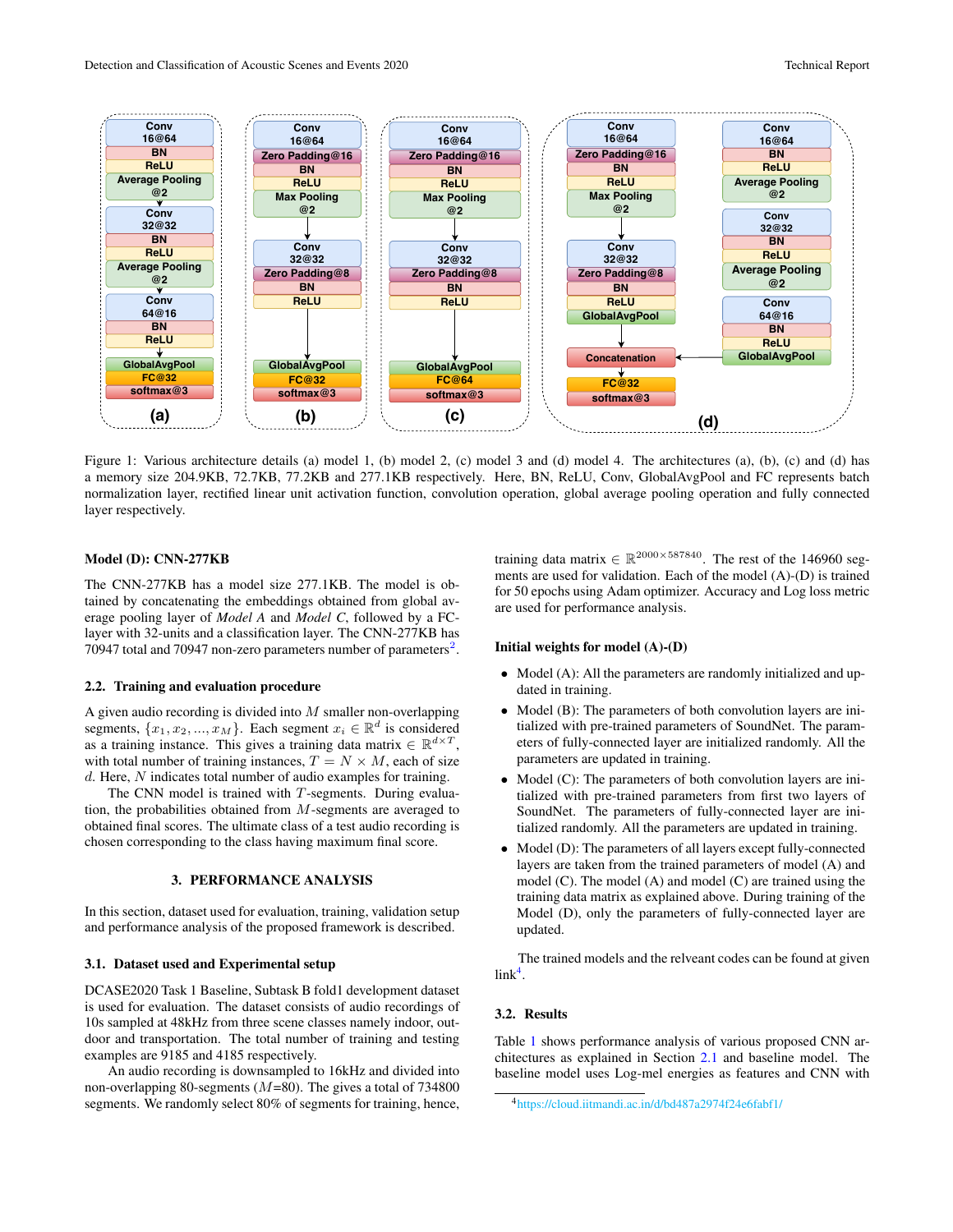Figure 1: Various architecture details (a) model 1, (b) model 2, (c) model 3 and (d) model 4. The architectures (a), (b), (c) and (d) has a memory size 204.9KB, 72.7KB, 77.2KB and 277.1KB respectively. Here, BN, ReLU, Conv, GlobalAvgPool and FC represents batch normalization layer, rectified linear unit activation function, convolution operation, global average pooling operation and fully connected layer respectively.

**Model (D): CNN-277KB**

The CNN-277KB has a model size 277.1KB. The model is obtained by concatenating the embeddings obtained from global average pooling layer of *Model A* and *Model C*, followed by a FC-layer with 32-units and a classification layer. The CNN-277KB has 70947 total and 70947 non-zero parameters number of parameters[2].

### 2.2. Training and evaluation procedure

A given audio recording is divided into $M$ smaller non-overlapping segments, $\{x_1, x_2, ..., x_M\}$. Each segment $x_i \in \mathbb{R}^d$ is considered as a training instance. This gives a training data matrix $\in \mathbb{R}^{d \times T}$, with total number of training instances, $T = N \times M$, each of size $d$. Here, $N$ indicates total number of audio examples for training.

The CNN model is trained with $T$-segments. During evaluation, the probabilities obtained from $M$-segments are averaged to obtained final scores. The ultimate class of a test audio recording is chosen corresponding to the class having maximum final score.

## 3. PERFORMANCE ANALYSIS

In this section, dataset used for evaluation, training, validation setup and performance analysis of the proposed framework is described.

### 3.1. Dataset used and Experimental setup

DCASE2020 Task 1 Baseline, Subtask B fold1 development dataset is used for evaluation. The dataset consists of audio recordings of 10s sampled at 48kHz from three scene classes namely indoor, outdoor and transportation. The total number of training and testing examples are 9185 and 4185 respectively.

An audio recording is downsampled to 16kHz and divided into non-overlapping 80-segments ($M$=80). The gives a total of 734800 segments. We randomly select 80% of segments for training, hence, training data matrix $\in \mathbb{R}^{2000 \times 587840}$. The rest of the 146960 segments are used for validation. Each of the model (A)-(D) is trained for 50 epochs using Adam optimizer. Accuracy and Log loss metric are used for performance analysis.

**Initial weights for model (A)-(D)**

- Model (A): All the parameters are randomly initialized and updated in training.
- Model (B): The parameters of both convolution layers are initialized with pre-trained parameters of SoundNet. The parameters of fully-connected layer are initialized randomly. All the parameters are updated in training.
- Model (C): The parameters of both convolution layers are initialized with pre-trained parameters from first two layers of SoundNet. The parameters of fully-connected layer are initialized randomly. All the parameters are updated in training.
- Model (D): The parameters of all layers except fully-connected layers are taken from the trained parameters of model (A) and model (C). The model (A) and model (C) are trained using the training data matrix as explained above. During training of the Model (D), only the parameters of fully-connected layer are updated.

The trained models and the relveant codes can be found at given link[4].

### 3.2. Results

Table 1 shows performance analysis of various proposed CNN architectures as explained in Section 2.1 and baseline model. The baseline model uses Log-mel energies as features and CNN with

[4] https://cloud.iitmandi.ac.in/d/bd487a2974f24e6fabf1/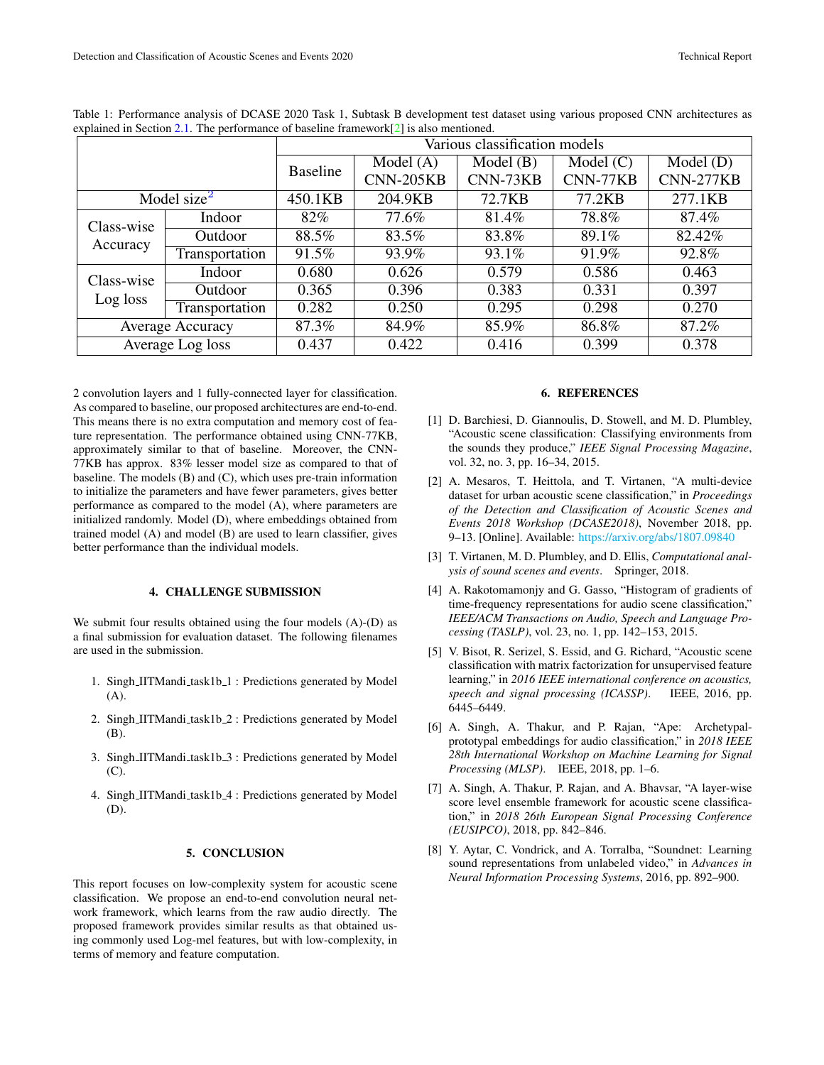Table 1: Performance analysis of DCASE 2020 Task 1, Subtask B development test dataset using various proposed CNN architectures as explained in Section 2.1. The performance of baseline framework[2] is also mentioned.

| | | Various classification models | | | | |
|---|---|---|---|---|---|---|
| | | Baseline | Model (A) CNN-205KB | Model (B) CNN-73KB | Model (C) CNN-77KB | Model (D) CNN-277KB |
| Model size[2] | | 450.1KB | 204.9KB | 72.7KB | 77.2KB | 277.1KB |
| Class-wise Accuracy | Indoor | 82% | 77.6% | 81.4% | 78.8% | 87.4% |
| | Outdoor | 88.5% | 83.5% | 83.8% | 89.1% | 82.42% |
| | Transportation | 91.5% | 93.9% | 93.1% | 91.9% | 92.8% |
| Class-wise Log loss | Indoor | 0.680 | 0.626 | 0.579 | 0.586 | 0.463 |
| | Outdoor | 0.365 | 0.396 | 0.383 | 0.331 | 0.397 |
| | Transportation | 0.282 | 0.250 | 0.295 | 0.298 | 0.270 |
| Average Accuracy | | 87.3% | 84.9% | 85.9% | 86.8% | 87.2% |
| Average Log loss | | 0.437 | 0.422 | 0.416 | 0.399 | 0.378 |

2 convolution layers and 1 fully-connected layer for classification. As compared to baseline, our proposed architectures are end-to-end. This means there is no extra computation and memory cost of feature representation. The performance obtained using CNN-77KB, approximately similar to that of baseline. Moreover, the CNN-77KB has approx. 83% lesser model size as compared to that of baseline. The models (B) and (C), which uses pre-train information to initialize the parameters and have fewer parameters, gives better performance as compared to the model (A), where parameters are initialized randomly. Model (D), where embeddings obtained from trained model (A) and model (B) are used to learn classifier, gives better performance than the individual models.

## 4. CHALLENGE SUBMISSION

We submit four results obtained using the four models (A)-(D) as a final submission for evaluation dataset. The following filenames are used in the submission.

1. Singh_IITMandi_task1b_1 : Predictions generated by Model (A).
2. Singh_IITMandi_task1b_2 : Predictions generated by Model (B).
3. Singh_IITMandi_task1b_3 : Predictions generated by Model (C).
4. Singh_IITMandi_task1b_4 : Predictions generated by Model (D).

## 5. CONCLUSION

This report focuses on low-complexity system for acoustic scene classification. We propose an end-to-end convolution neural network framework, which learns from the raw audio directly. The proposed framework provides similar results as that obtained using commonly used Log-mel features, but with low-complexity, in terms of memory and feature computation.

## 6. REFERENCES

[1] D. Barchiesi, D. Giannoulis, D. Stowell, and M. D. Plumbley, "Acoustic scene classification: Classifying environments from the sounds they produce," *IEEE Signal Processing Magazine*, vol. 32, no. 3, pp. 16–34, 2015.

[2] A. Mesaros, T. Heittola, and T. Virtanen, "A multi-device dataset for urban acoustic scene classification," in *Proceedings of the Detection and Classification of Acoustic Scenes and Events 2018 Workshop (DCASE2018)*, November 2018, pp. 9–13. [Online]. Available: https://arxiv.org/abs/1807.09840

[3] T. Virtanen, M. D. Plumbley, and D. Ellis, *Computational analysis of sound scenes and events*. Springer, 2018.

[4] A. Rakotomamonjy and G. Gasso, "Histogram of gradients of time-frequency representations for audio scene classification," *IEEE/ACM Transactions on Audio, Speech and Language Processing (TASLP)*, vol. 23, no. 1, pp. 142–153, 2015.

[5] V. Bisot, R. Serizel, S. Essid, and G. Richard, "Acoustic scene classification with matrix factorization for unsupervised feature learning," in *2016 IEEE international conference on acoustics, speech and signal processing (ICASSP)*. IEEE, 2016, pp. 6445–6449.

[6] A. Singh, A. Thakur, and P. Rajan, "Ape: Archetypal-prototypal embeddings for audio classification," in *2018 IEEE 28th International Workshop on Machine Learning for Signal Processing (MLSP)*. IEEE, 2018, pp. 1–6.

[7] A. Singh, A. Thakur, P. Rajan, and A. Bhavsar, "A layer-wise score level ensemble framework for acoustic scene classification," in *2018 26th European Signal Processing Conference (EUSIPCO)*, 2018, pp. 842–846.

[8] Y. Aytar, C. Vondrick, and A. Torralba, "Soundnet: Learning sound representations from unlabeled video," in *Advances in Neural Information Processing Systems*, 2016, pp. 892–900.